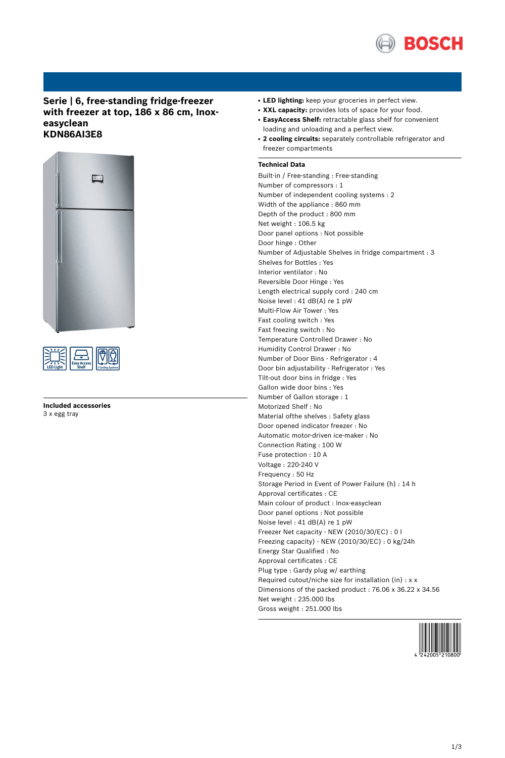# Serie | 6, free-standing fridge-freezer with freezer at top, 186 x 86 cm, Inox-easyclean
# KDN86AI3E8

- **LED lighting:** keep your groceries in perfect view.
- **XXL capacity:** provides lots of space for your food.
- **EasyAccess Shelf:** retractable glass shelf for convenient loading and unloading and a perfect view.
- **2 cooling circuits:** separately controllable refrigerator and freezer compartments

## Included accessories

3 x egg tray

## Technical Data

Built-in / Free-standing : Free-standing
Number of compressors : 1
Number of independent cooling systems : 2
Width of the appliance : 860 mm
Depth of the product : 800 mm
Net weight : 106.5 kg
Door panel options : Not possible
Door hinge : Other
Number of Adjustable Shelves in fridge compartment : 3
Shelves for Bottles : Yes
Interior ventilator : No
Reversible Door Hinge : Yes
Length electrical supply cord : 240 cm
Noise level : 41 dB(A) re 1 pW
Multi-Flow Air Tower : Yes
Fast cooling switch : Yes
Fast freezing switch : No
Temperature Controlled Drawer : No
Humidity Control Drawer : No
Number of Door Bins - Refrigerator : 4
Door bin adjustability - Refrigerator : Yes
Tilt-out door bins in fridge : Yes
Gallon wide door bins : Yes
Number of Gallon storage : 1
Motorized Shelf : No
Material ofthe shelves : Safety glass
Door opened indicator freezer : No
Automatic motor-driven ice-maker : No
Connection Rating : 100 W
Fuse protection : 10 A
Voltage : 220-240 V
Frequency : 50 Hz
Storage Period in Event of Power Failure (h) : 14 h
Approval certificates : CE
Main colour of product : Inox-easyclean
Door panel options : Not possible
Noise level : 41 dB(A) re 1 pW
Freezer Net capacity - NEW (2010/30/EC) : 0 l
Freezing capacity) - NEW (2010/30/EC) : 0 kg/24h
Energy Star Qualified : No
Approval certificates : CE
Plug type : Gardy plug w/ earthing
Required cutout/niche size for installation (in) : x x
Dimensions of the packed product : 76.06 x 36.22 x 34.56
Net weight : 235.000 lbs
Gross weight : 251.000 lbs

4 242005 210800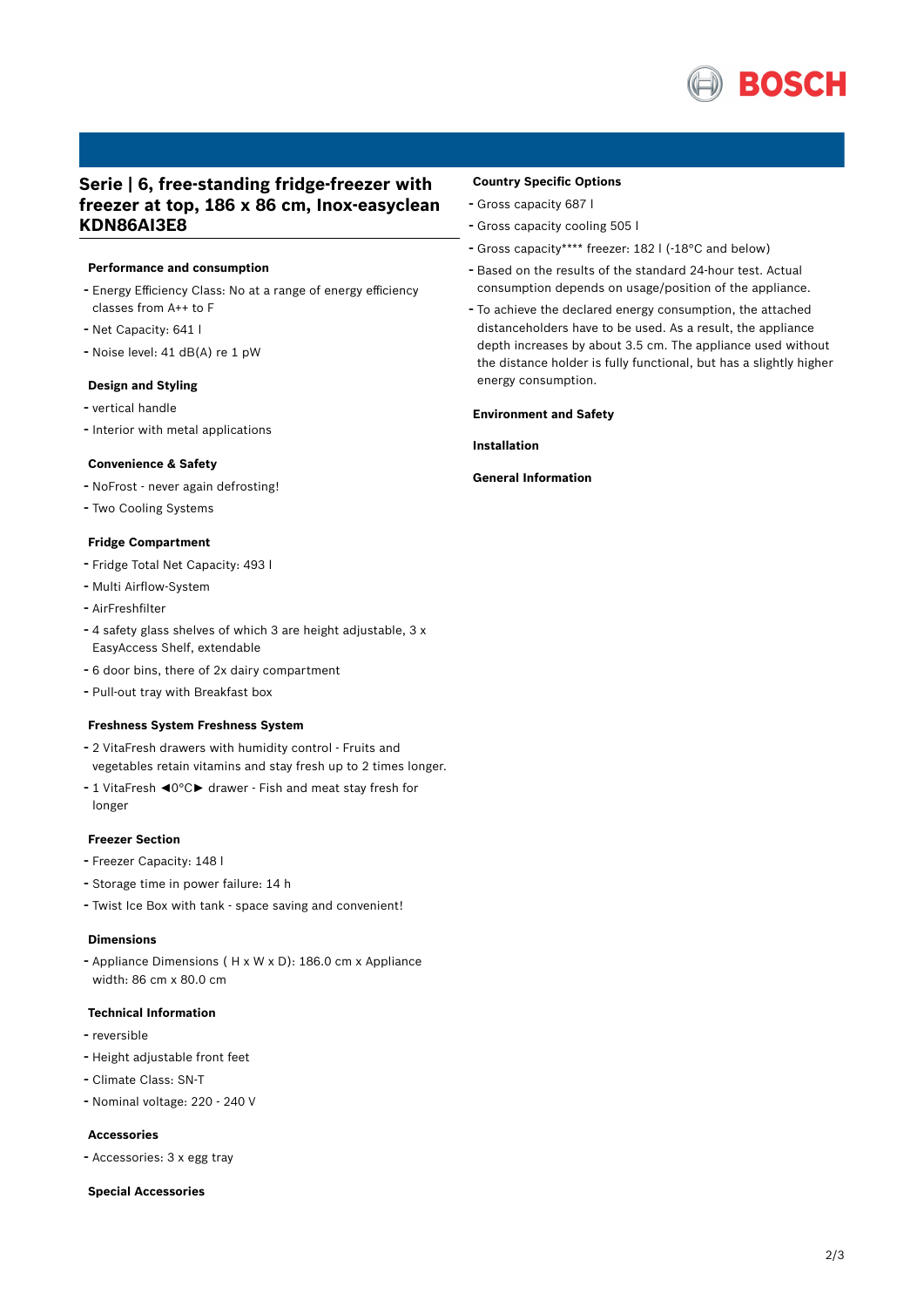# Serie | 6, free-standing fridge-freezer with freezer at top, 186 x 86 cm, Inox-easyclean KDN86AI3E8

### Performance and consumption

- Energy Efficiency Class: No at a range of energy efficiency classes from A++ to F
- Net Capacity: 641 l
- Noise level: 41 dB(A) re 1 pW

### Design and Styling

- vertical handle
- Interior with metal applications

### Convenience & Safety

- NoFrost - never again defrosting!
- Two Cooling Systems

### Fridge Compartment

- Fridge Total Net Capacity: 493 l
- Multi Airflow-System
- AirFreshfilter
- 4 safety glass shelves of which 3 are height adjustable, 3 x EasyAccess Shelf, extendable
- 6 door bins, there of 2x dairy compartment
- Pull-out tray with Breakfast box

### Freshness System Freshness System

- 2 VitaFresh drawers with humidity control - Fruits and vegetables retain vitamins and stay fresh up to 2 times longer.
- 1 VitaFresh ◄0°C► drawer - Fish and meat stay fresh for longer

### Freezer Section

- Freezer Capacity: 148 l
- Storage time in power failure: 14 h
- Twist Ice Box with tank - space saving and convenient!

### Dimensions

- Appliance Dimensions ( H x W x D): 186.0 cm x Appliance width: 86 cm x 80.0 cm

### Technical Information

- reversible
- Height adjustable front feet
- Climate Class: SN-T
- Nominal voltage: 220 - 240 V

### Accessories

- Accessories: 3 x egg tray

### Special Accessories

### Country Specific Options

- Gross capacity 687 l
- Gross capacity cooling 505 l
- Gross capacity**** freezer: 182 l (-18°C and below)
- Based on the results of the standard 24-hour test. Actual consumption depends on usage/position of the appliance.
- To achieve the declared energy consumption, the attached distanceholders have to be used. As a result, the appliance depth increases by about 3.5 cm. The appliance used without the distance holder is fully functional, but has a slightly higher energy consumption.

### Environment and Safety

### Installation

### General Information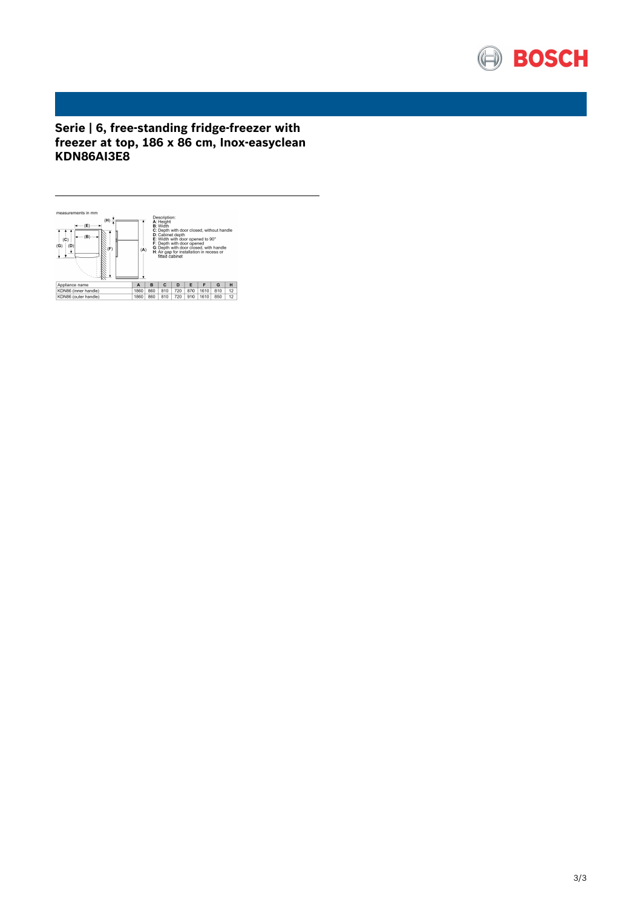# Serie | 6, free-standing fridge-freezer with freezer at top, 186 x 86 cm, Inox-easyclean KDN86AI3E8

measurements in mm

Description:
A: Height
B: Width
C: Depth with door closed, without handle
D: Cabinet depth
E: Width with door opened to 90°
F: Depth with door opened
G: Depth with door closed, with handle
H: Air gap for installation in recess or fitted cabinet

| Appliance name | A | B | C | D | E | F | G | H |
| --- | --- | --- | --- | --- | --- | --- | --- | --- |
| KDN86 (inner handle) | 1860 | 860 | 810 | 720 | 870 | 1610 | 810 | 12 |
| KDN86 (outer handle) | 1860 | 860 | 810 | 720 | 910 | 1610 | 850 | 12 |